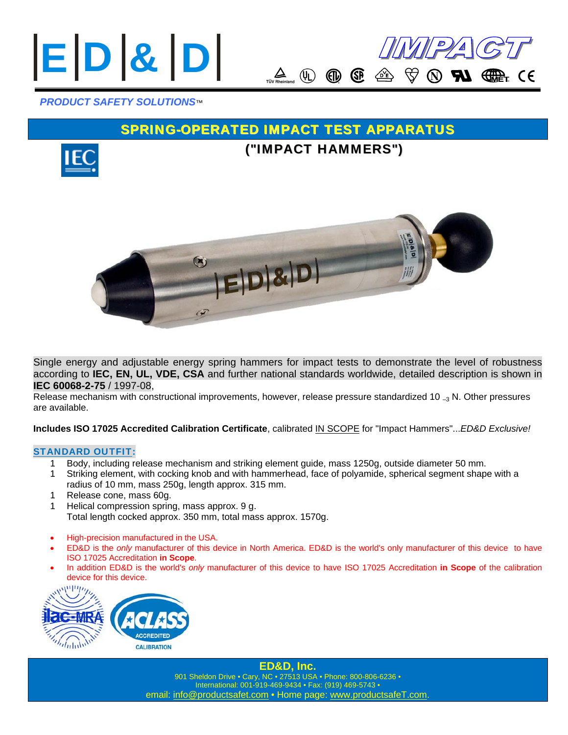# |E|D|&|D|

**IMPACT**

*PRODUCT SAFETY SOLUTIONS™*

## SPRING-OPERATED IMPACT TEST APPARATUS

### ("IMPACT HAMMERS")

Single energy and adjustable energy spring hammers for impact tests to demonstrate the level of robustness according to **IEC, EN, UL, VDE, CSA** and further national standards worldwide, detailed description is shown in **IEC 60068-2-75** / 1997-08,

Release mechanism with constructional improvements, however, release pressure standardized 10 $_{-3}$ N. Other pressures are available.

**Includes ISO 17025 Accredited Calibration Certificate**, calibrated IN SCOPE for "Impact Hammers"...*ED&D Exclusive!*

### STANDARD OUTFIT:

1 Body, including release mechanism and striking element guide, mass 1250g, outside diameter 50 mm.
1 Striking element, with cocking knob and with hammerhead, face of polyamide, spherical segment shape with a radius of 10 mm, mass 250g, length approx. 315 mm.
1 Release cone, mass 60g.
1 Helical compression spring, mass approx. 9 g.
Total length cocked approx. 350 mm, total mass approx. 1570g.

- High-precision manufactured in the USA.
- ED&D is the *only* manufacturer of this device in North America. ED&D is the world's only manufacturer of this device to have ISO 17025 Accreditation **in Scope**.
- In addition ED&D is the world's *only* manufacturer of this device to have ISO 17025 Accreditation **in Scope** of the calibration device for this device.

**ED&D, Inc.**
901 Sheldon Drive • Cary, NC • 27513 USA • Phone: 800-806-6236 •
International: 001-919-469-9434 • Fax: (919) 469-5743 •
email: info@productsafet.com • Home page: www.productsafeT.com.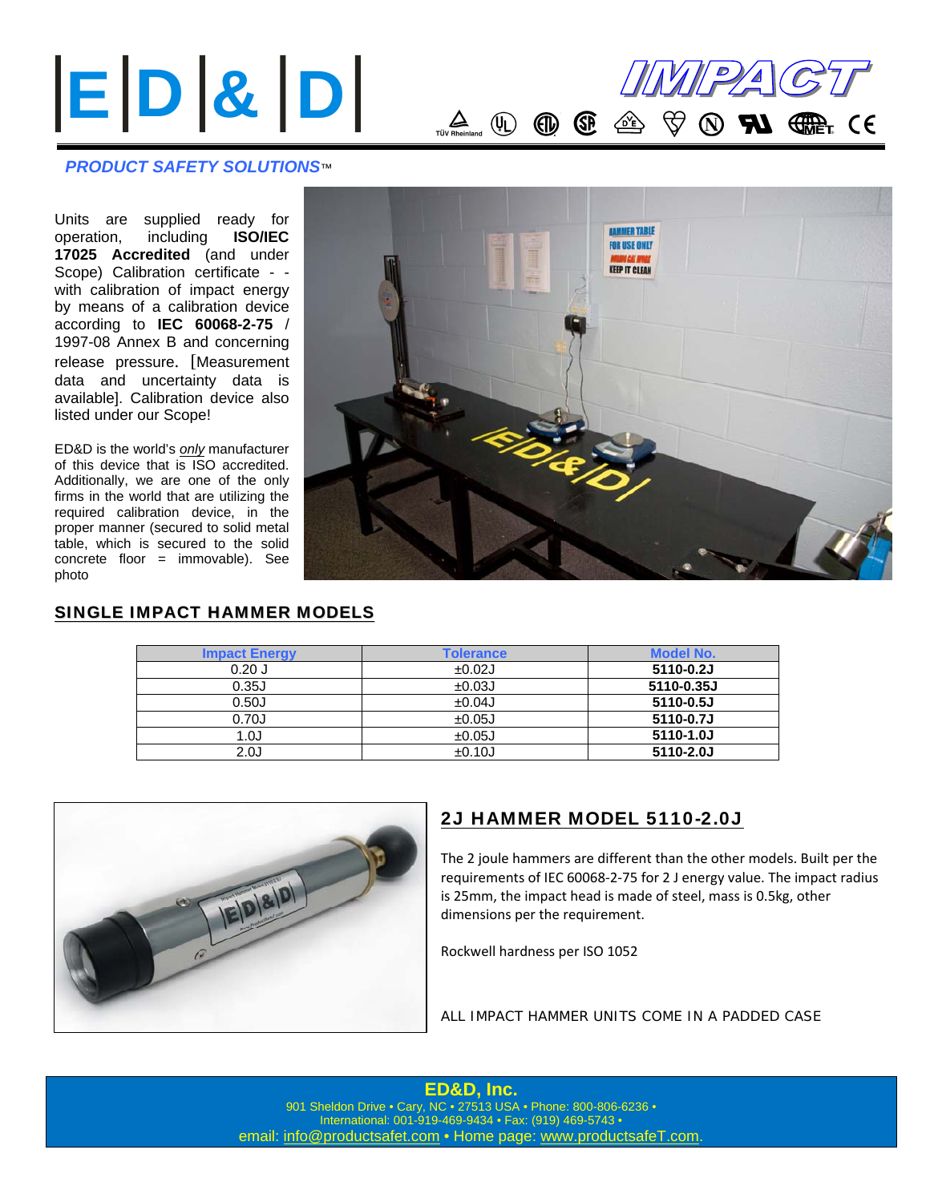# |E|D|& |D|

## IMPACT

*PRODUCT SAFETY SOLUTIONS™*

Units are supplied ready for operation, including **ISO/IEC 17025 Accredited** (and under Scope) Calibration certificate - - with calibration of impact energy by means of a calibration device according to **IEC 60068-2-75** / 1997-08 Annex B and concerning release pressure. [Measurement data and uncertainty data is available]. Calibration device also listed under our Scope!

ED&D is the world's *only* manufacturer of this device that is ISO accredited. Additionally, we are one of the only firms in the world that are utilizing the required calibration device, in the proper manner (secured to solid metal table, which is secured to the solid concrete floor = immovable). See photo

## SINGLE IMPACT HAMMER MODELS

| Impact Energy | Tolerance | Model No. |
|---|---|---|
| 0.20 J | ±0.02J | **5110-0.2J** |
| 0.35J | ±0.03J | **5110-0.35J** |
| 0.50J | ±0.04J | **5110-0.5J** |
| 0.70J | ±0.05J | **5110-0.7J** |
| 1.0J | ±0.05J | **5110-1.0J** |
| 2.0J | ±0.10J | **5110-2.0J** |

## 2J HAMMER MODEL 5110-2.0J

The 2 joule hammers are different than the other models. Built per the requirements of IEC 60068-2-75 for 2 J energy value. The impact radius is 25mm, the impact head is made of steel, mass is 0.5kg, other dimensions per the requirement.

Rockwell hardness per ISO 1052

ALL IMPACT HAMMER UNITS COME IN A PADDED CASE

**ED&D, Inc.**
901 Sheldon Drive • Cary, NC • 27513 USA • Phone: 800-806-6236 •
International: 001-919-469-9434 • Fax: (919) 469-5743 •
email: info@productsafet.com • Home page: www.productsafeT.com.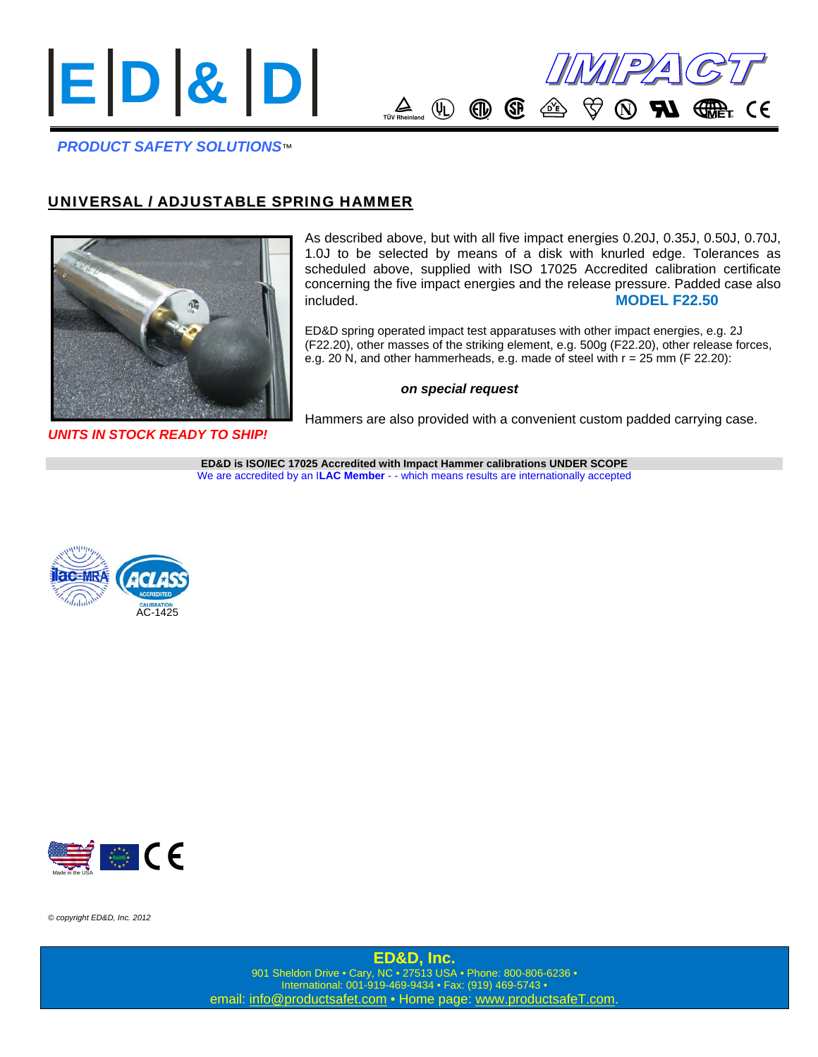# E D & D

## IMPACT

*PRODUCT SAFETY SOLUTIONS™*

## UNIVERSAL / ADJUSTABLE SPRING HAMMER

As described above, but with all five impact energies 0.20J, 0.35J, 0.50J, 0.70J, 1.0J to be selected by means of a disk with knurled edge. Tolerances as scheduled above, supplied with ISO 17025 Accredited calibration certificate concerning the five impact energies and the release pressure. Padded case also included. **MODEL F22.50**

ED&D spring operated impact test apparatuses with other impact energies, e.g. 2J (F22.20), other masses of the striking element, e.g. 500g (F22.20), other release forces, e.g. 20 N, and other hammerheads, e.g. made of steel with r = 25 mm (F 22.20):

***on special request***

Hammers are also provided with a convenient custom padded carrying case.

***UNITS IN STOCK READY TO SHIP!***

**ED&D is ISO/IEC 17025 Accredited with Impact Hammer calibrations UNDER SCOPE**
We are accredited by an I**LAC Member** - - which means results are internationally accepted

AC-1425

Made in the USA

*© copyright ED&D, Inc. 2012*

**ED&D, Inc.**
901 Sheldon Drive • Cary, NC • 27513 USA • Phone: 800-806-6236 •
International: 001-919-469-9434 • Fax: (919) 469-5743 •
email: info@productsafet.com • Home page: www.productsafeT.com.